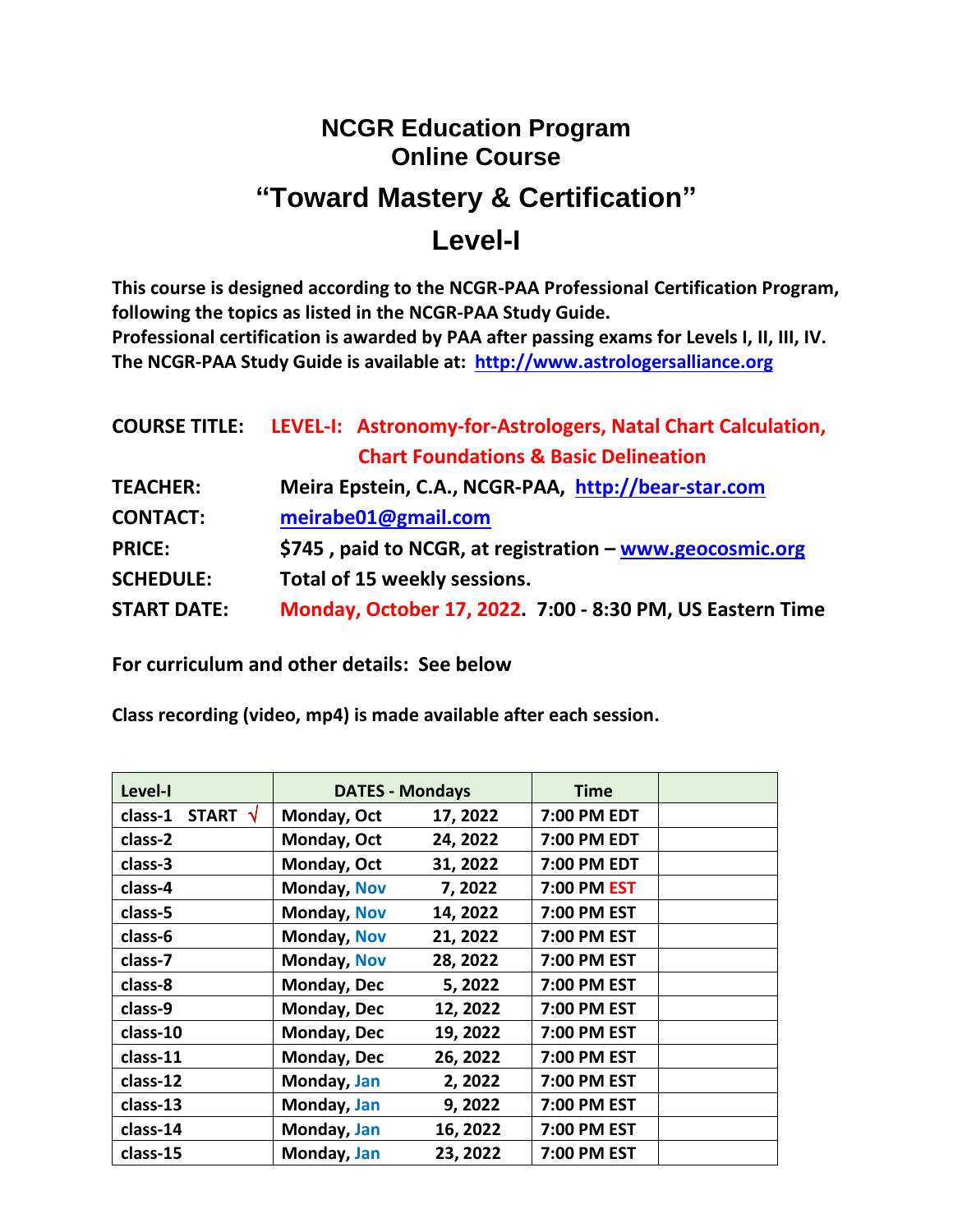# NCGR Education Program
# Online Course

## "Toward Mastery & Certification"

## Level-I

**This course is designed according to the NCGR-PAA Professional Certification Program, following the topics as listed in the NCGR-PAA Study Guide.**
**Professional certification is awarded by PAA after passing exams for Levels I, II, III, IV.**
**The NCGR-PAA Study Guide is available at: http://www.astrologersalliance.org**

**COURSE TITLE:** **LEVEL-I: Astronomy-for-Astrologers, Natal Chart Calculation, Chart Foundations & Basic Delineation**

**TEACHER:** **Meira Epstein, C.A., NCGR-PAA, http://bear-star.com**

**CONTACT:** **meirabe01@gmail.com**

**PRICE:** **$745 , paid to NCGR, at registration – www.geocosmic.org**

**SCHEDULE:** **Total of 15 weekly sessions.**

**START DATE:** **Monday, October 17, 2022. 7:00 - 8:30 PM, US Eastern Time**

**For curriculum and other details: See below**

**Class recording (video, mp4) is made available after each session.**

| Level-I | DATES - Mondays | Time | |
|---|---|---|---|
| class-1 START √ | Monday, Oct 17, 2022 | 7:00 PM EDT | |
| class-2 | Monday, Oct 24, 2022 | 7:00 PM EDT | |
| class-3 | Monday, Oct 31, 2022 | 7:00 PM EDT | |
| class-4 | Monday, Nov 7, 2022 | 7:00 PM EST | |
| class-5 | Monday, Nov 14, 2022 | 7:00 PM EST | |
| class-6 | Monday, Nov 21, 2022 | 7:00 PM EST | |
| class-7 | Monday, Nov 28, 2022 | 7:00 PM EST | |
| class-8 | Monday, Dec 5, 2022 | 7:00 PM EST | |
| class-9 | Monday, Dec 12, 2022 | 7:00 PM EST | |
| class-10 | Monday, Dec 19, 2022 | 7:00 PM EST | |
| class-11 | Monday, Dec 26, 2022 | 7:00 PM EST | |
| class-12 | Monday, Jan 2, 2022 | 7:00 PM EST | |
| class-13 | Monday, Jan 9, 2022 | 7:00 PM EST | |
| class-14 | Monday, Jan 16, 2022 | 7:00 PM EST | |
| class-15 | Monday, Jan 23, 2022 | 7:00 PM EST | |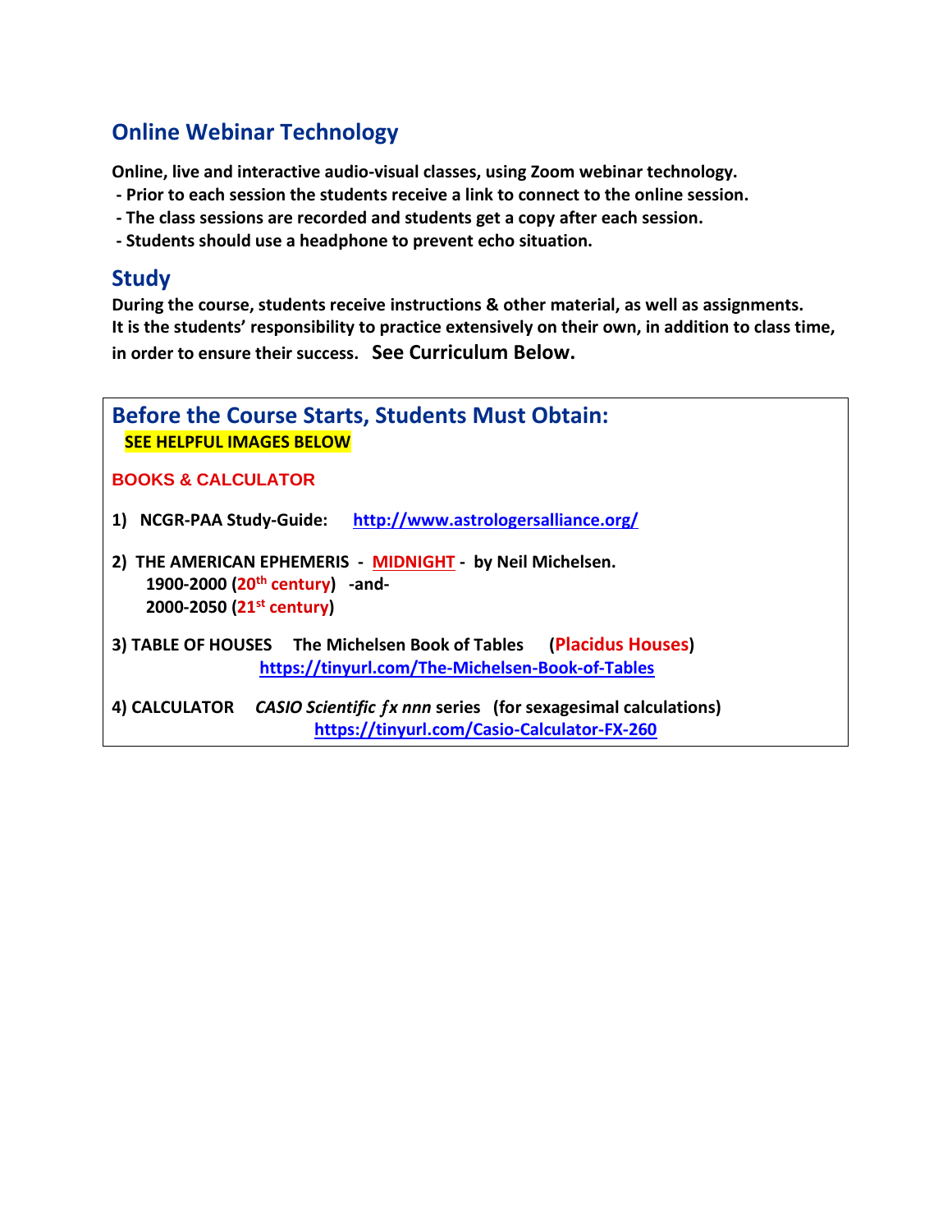## Online Webinar Technology

**Online, live and interactive audio-visual classes, using Zoom webinar technology.**

- **Prior to each session the students receive a link to connect to the online session.**
- **The class sessions are recorded and students get a copy after each session.**
- **Students should use a headphone to prevent echo situation.**

## Study

**During the course, students receive instructions & other material, as well as assignments.**
**It is the students' responsibility to practice extensively on their own, in addition to class time, in order to ensure their success.** **See Curriculum Below.**

## Before the Course Starts, Students Must Obtain:

**SEE HELPFUL IMAGES BELOW**

### BOOKS & CALCULATOR

1) **NCGR-PAA Study-Guide:** http://www.astrologersalliance.org/

2) **THE AMERICAN EPHEMERIS - MIDNIGHT - by Neil Michelsen.**
 **1900-2000 (20th century) -and-**
 **2000-2050 (21st century)**

3) **TABLE OF HOUSES The Michelsen Book of Tables (Placidus Houses)**
 https://tinyurl.com/The-Michelsen-Book-of-Tables

4) **CALCULATOR** ***CASIO Scientific ƒx nnn*** **series (for sexagesimal calculations)**
 https://tinyurl.com/Casio-Calculator-FX-260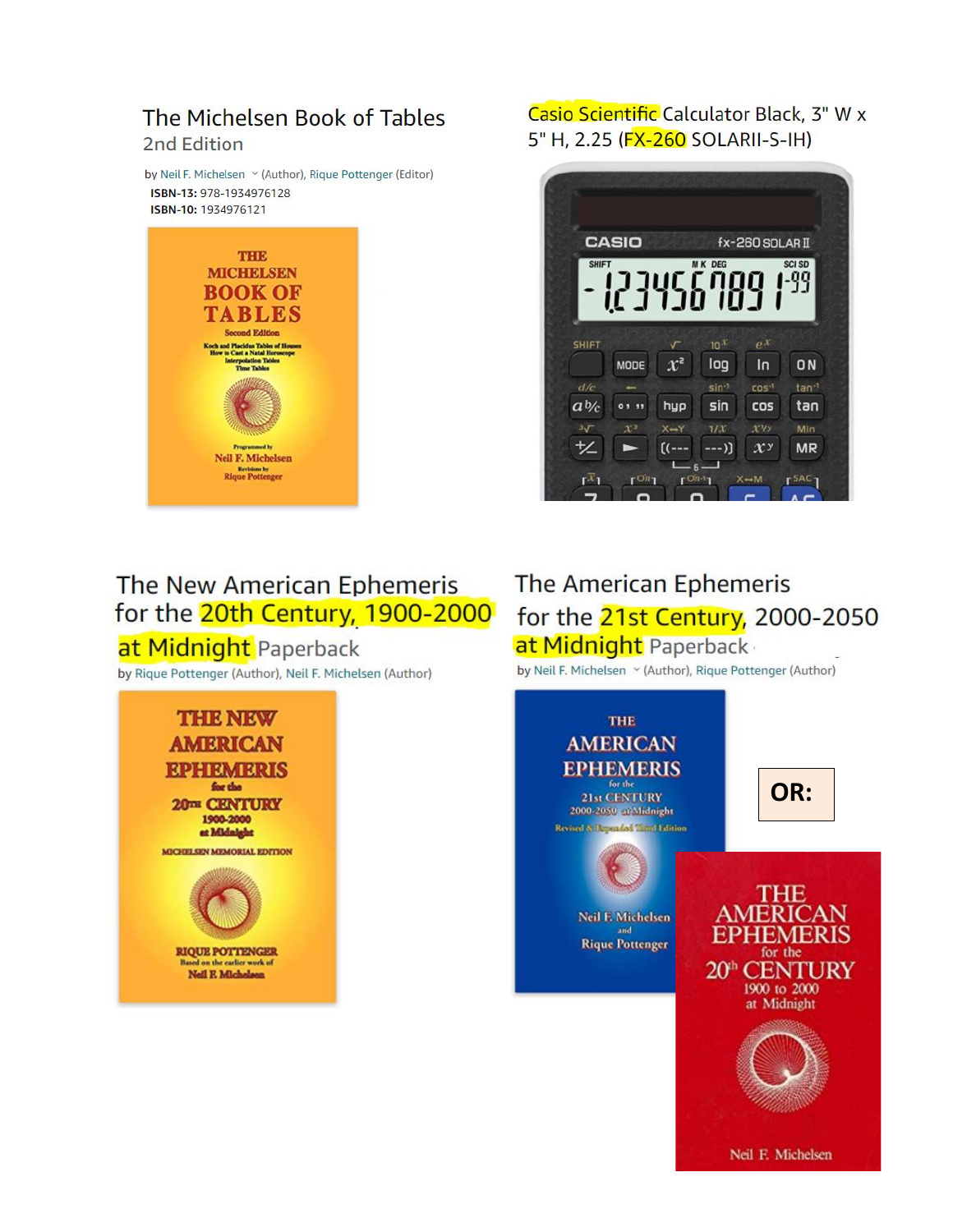## The Michelsen Book of Tables

2nd Edition

by Neil F. Michelsen (Author), Rique Pottenger (Editor)

**ISBN-13:** 978-1934976128

**ISBN-10:** 1934976121

## Casio Scientific Calculator Black, 3" W x 5" H, 2.25 (FX-260 SOLARII-S-IH)

## The New American Ephemeris for the 20th Century, 1900-2000 at Midnight Paperback

by Rique Pottenger (Author), Neil F. Michelsen (Author)

## The American Ephemeris for the 21st Century, 2000-2050 at Midnight Paperback

by Neil F. Michelsen (Author), Rique Pottenger (Author)

**OR:**

THE AMERICAN EPHEMERIS for the 20th CENTURY 1900 to 2000 at Midnight

Neil F. Michelsen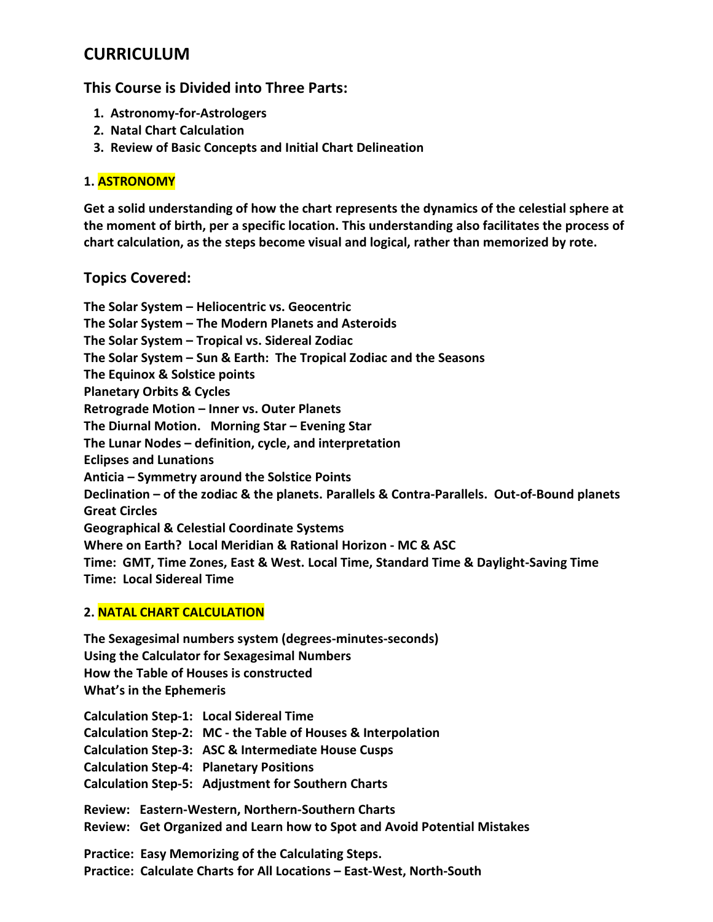# CURRICULUM

## This Course is Divided into Three Parts:

1. **Astronomy-for-Astrologers**
2. **Natal Chart Calculation**
3. **Review of Basic Concepts and Initial Chart Delineation**

### 1. ASTRONOMY

**Get a solid understanding of how the chart represents the dynamics of the celestial sphere at the moment of birth, per a specific location. This understanding also facilitates the process of chart calculation, as the steps become visual and logical, rather than memorized by rote.**

## Topics Covered:

**The Solar System – Heliocentric vs. Geocentric**
**The Solar System – The Modern Planets and Asteroids**
**The Solar System – Tropical vs. Sidereal Zodiac**
**The Solar System – Sun & Earth: The Tropical Zodiac and the Seasons**
**The Equinox & Solstice points**
**Planetary Orbits & Cycles**
**Retrograde Motion – Inner vs. Outer Planets**
**The Diurnal Motion. Morning Star – Evening Star**
**The Lunar Nodes – definition, cycle, and interpretation**
**Eclipses and Lunations**
**Anticia – Symmetry around the Solstice Points**
**Declination – of the zodiac & the planets. Parallels & Contra-Parallels. Out-of-Bound planets**
**Great Circles**
**Geographical & Celestial Coordinate Systems**
**Where on Earth? Local Meridian & Rational Horizon - MC & ASC**
**Time: GMT, Time Zones, East & West. Local Time, Standard Time & Daylight-Saving Time**
**Time: Local Sidereal Time**

### 2. NATAL CHART CALCULATION

**The Sexagesimal numbers system (degrees-minutes-seconds)**
**Using the Calculator for Sexagesimal Numbers**
**How the Table of Houses is constructed**
**What's in the Ephemeris**

**Calculation Step-1: Local Sidereal Time**
**Calculation Step-2: MC - the Table of Houses & Interpolation**
**Calculation Step-3: ASC & Intermediate House Cusps**
**Calculation Step-4: Planetary Positions**
**Calculation Step-5: Adjustment for Southern Charts**

**Review: Eastern-Western, Northern-Southern Charts**
**Review: Get Organized and Learn how to Spot and Avoid Potential Mistakes**

**Practice: Easy Memorizing of the Calculating Steps.**
**Practice: Calculate Charts for All Locations – East-West, North-South**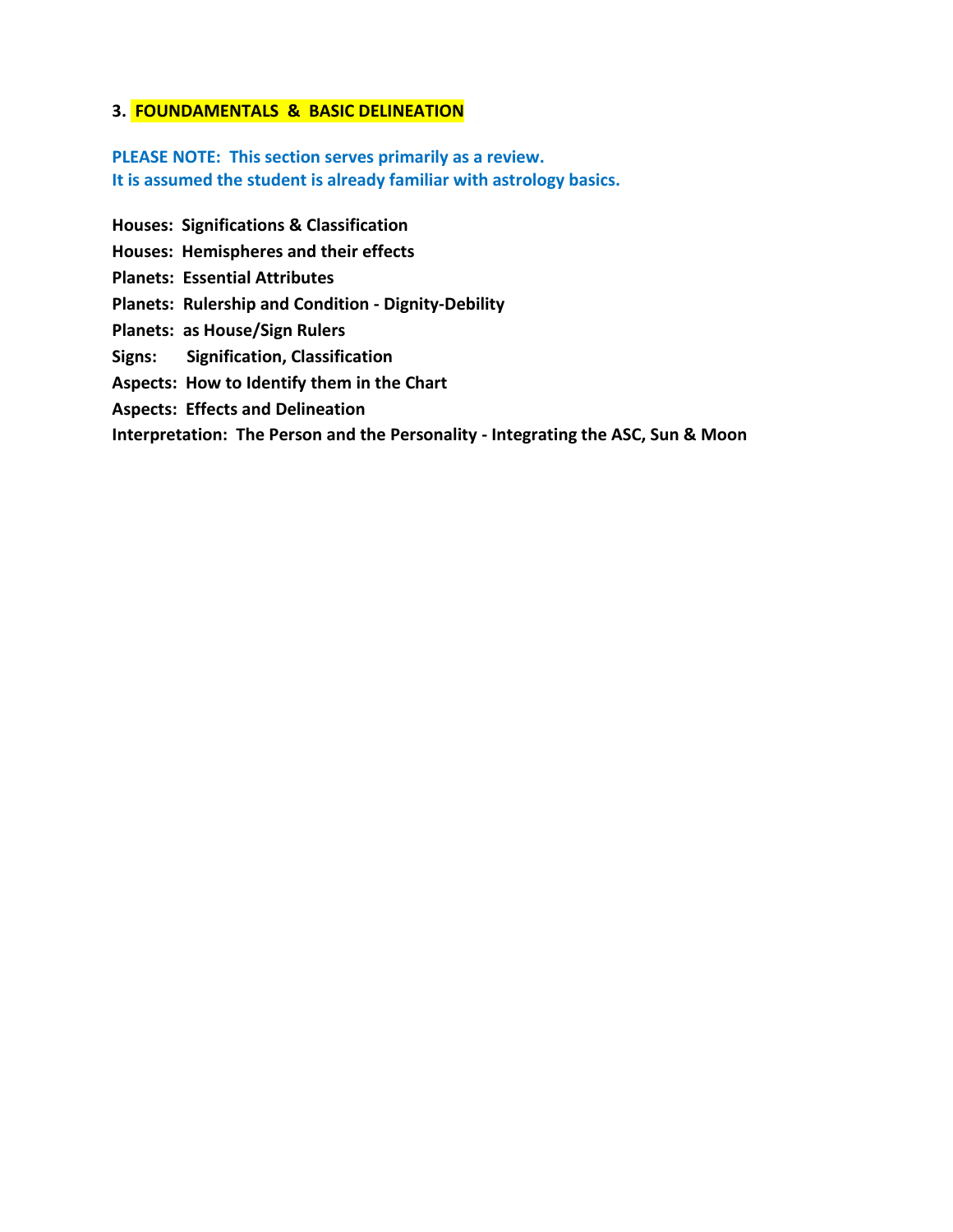## 3. FOUNDAMENTALS & BASIC DELINEATION

**PLEASE NOTE: This section serves primarily as a review.**
**It is assumed the student is already familiar with astrology basics.**

**Houses: Significations & Classification**
**Houses: Hemispheres and their effects**
**Planets: Essential Attributes**
**Planets: Rulership and Condition - Dignity-Debility**
**Planets: as House/Sign Rulers**
**Signs: Signification, Classification**
**Aspects: How to Identify them in the Chart**
**Aspects: Effects and Delineation**
**Interpretation: The Person and the Personality - Integrating the ASC, Sun & Moon**